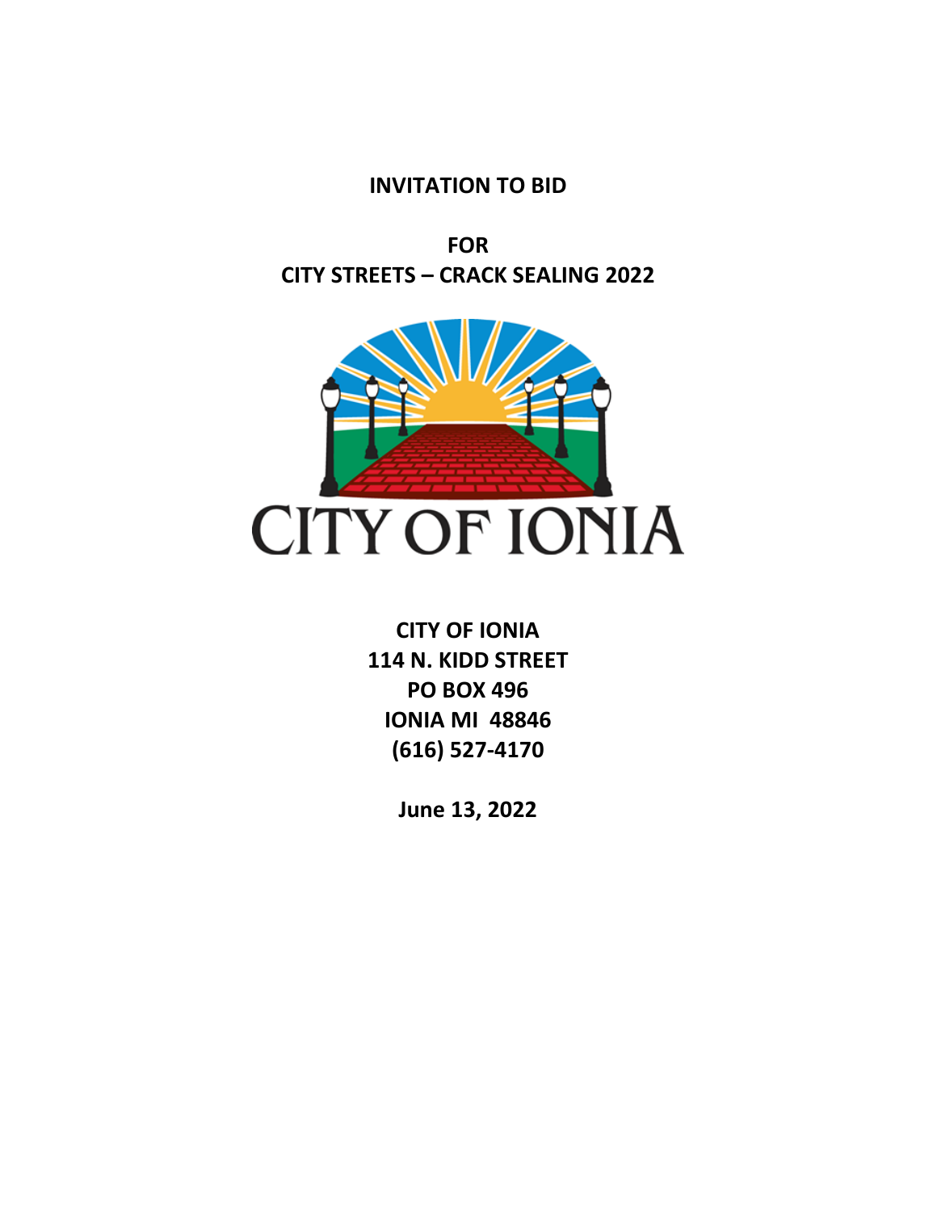# INVITATION TO BID

## FOR
## CITY STREETS – CRACK SEALING 2022

CITY OF IONIA

**CITY OF IONIA**
**114 N. KIDD STREET**
**PO BOX 496**
**IONIA MI 48846**
**(616) 527-4170**

**June 13, 2022**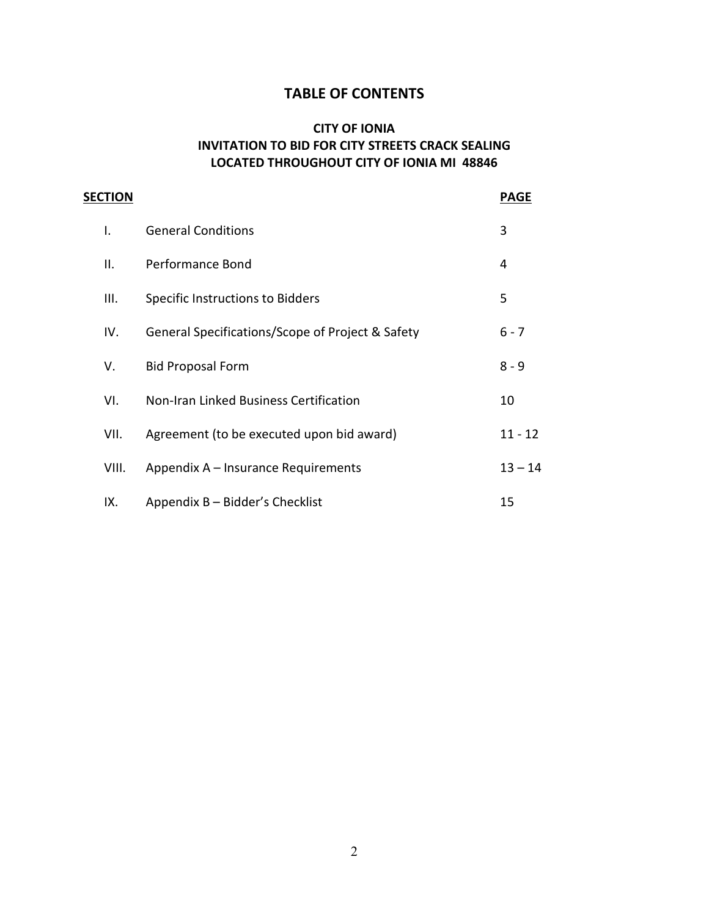# TABLE OF CONTENTS

## CITY OF IONIA
## INVITATION TO BID FOR CITY STREETS CRACK SEALING
## LOCATED THROUGHOUT CITY OF IONIA MI 48846

| <u>**SECTION**</u> | | <u>**PAGE**</u> |
|---|---|---|
| I. | General Conditions | 3 |
| II. | Performance Bond | 4 |
| III. | Specific Instructions to Bidders | 5 |
| IV. | General Specifications/Scope of Project & Safety | 6 - 7 |
| V. | Bid Proposal Form | 8 - 9 |
| VI. | Non-Iran Linked Business Certification | 10 |
| VII. | Agreement (to be executed upon bid award) | 11 - 12 |
| VIII. | Appendix A – Insurance Requirements | 13 – 14 |
| IX. | Appendix B – Bidder's Checklist | 15 |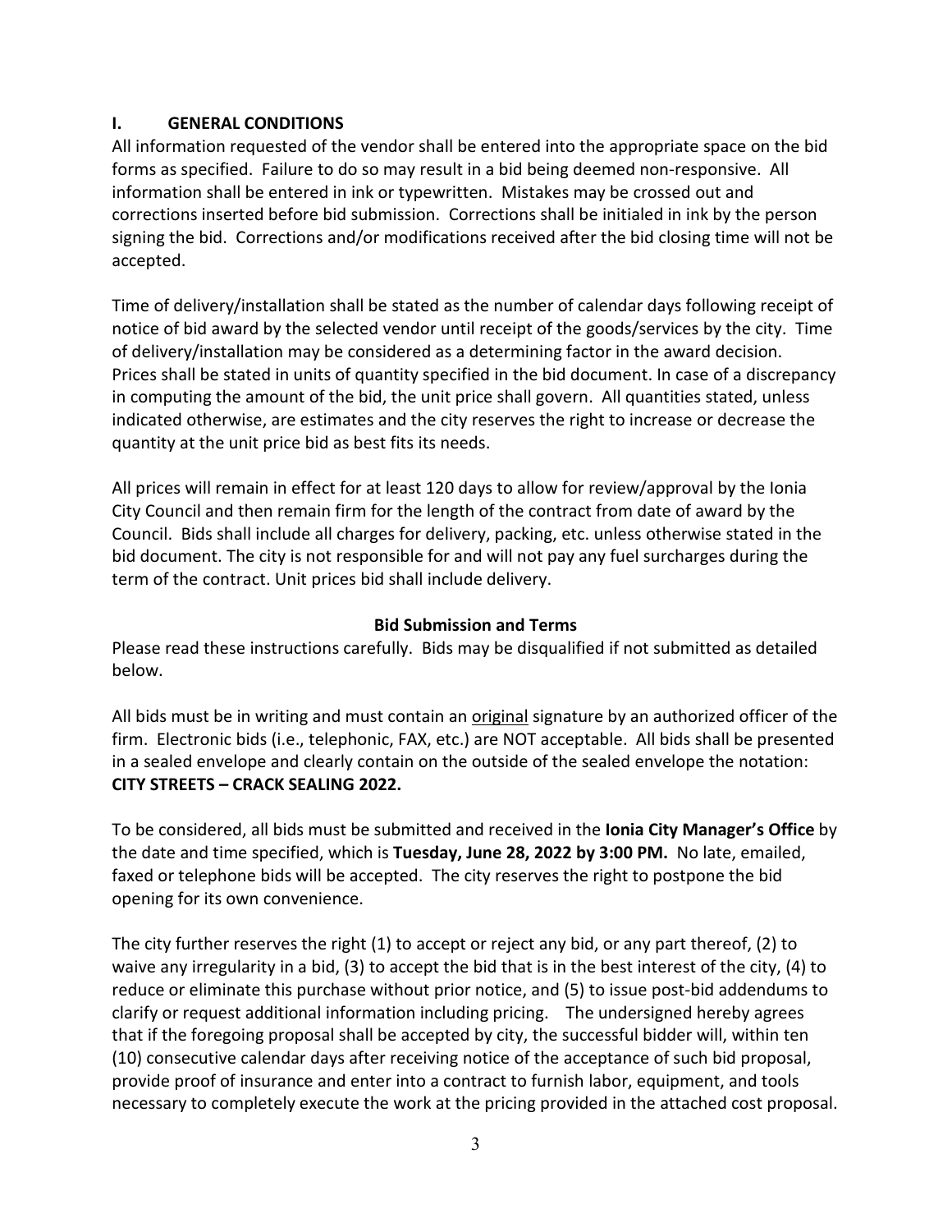## I. GENERAL CONDITIONS

All information requested of the vendor shall be entered into the appropriate space on the bid forms as specified. Failure to do so may result in a bid being deemed non-responsive. All information shall be entered in ink or typewritten. Mistakes may be crossed out and corrections inserted before bid submission. Corrections shall be initialed in ink by the person signing the bid. Corrections and/or modifications received after the bid closing time will not be accepted.

Time of delivery/installation shall be stated as the number of calendar days following receipt of notice of bid award by the selected vendor until receipt of the goods/services by the city. Time of delivery/installation may be considered as a determining factor in the award decision. Prices shall be stated in units of quantity specified in the bid document. In case of a discrepancy in computing the amount of the bid, the unit price shall govern. All quantities stated, unless indicated otherwise, are estimates and the city reserves the right to increase or decrease the quantity at the unit price bid as best fits its needs.

All prices will remain in effect for at least 120 days to allow for review/approval by the Ionia City Council and then remain firm for the length of the contract from date of award by the Council. Bids shall include all charges for delivery, packing, etc. unless otherwise stated in the bid document. The city is not responsible for and will not pay any fuel surcharges during the term of the contract. Unit prices bid shall include delivery.

### Bid Submission and Terms

Please read these instructions carefully. Bids may be disqualified if not submitted as detailed below.

All bids must be in writing and must contain an original signature by an authorized officer of the firm. Electronic bids (i.e., telephonic, FAX, etc.) are NOT acceptable. All bids shall be presented in a sealed envelope and clearly contain on the outside of the sealed envelope the notation: **CITY STREETS – CRACK SEALING 2022.**

To be considered, all bids must be submitted and received in the **Ionia City Manager's Office** by the date and time specified, which is **Tuesday, June 28, 2022 by 3:00 PM.** No late, emailed, faxed or telephone bids will be accepted. The city reserves the right to postpone the bid opening for its own convenience.

The city further reserves the right (1) to accept or reject any bid, or any part thereof, (2) to waive any irregularity in a bid, (3) to accept the bid that is in the best interest of the city, (4) to reduce or eliminate this purchase without prior notice, and (5) to issue post-bid addendums to clarify or request additional information including pricing. The undersigned hereby agrees that if the foregoing proposal shall be accepted by city, the successful bidder will, within ten (10) consecutive calendar days after receiving notice of the acceptance of such bid proposal, provide proof of insurance and enter into a contract to furnish labor, equipment, and tools necessary to completely execute the work at the pricing provided in the attached cost proposal.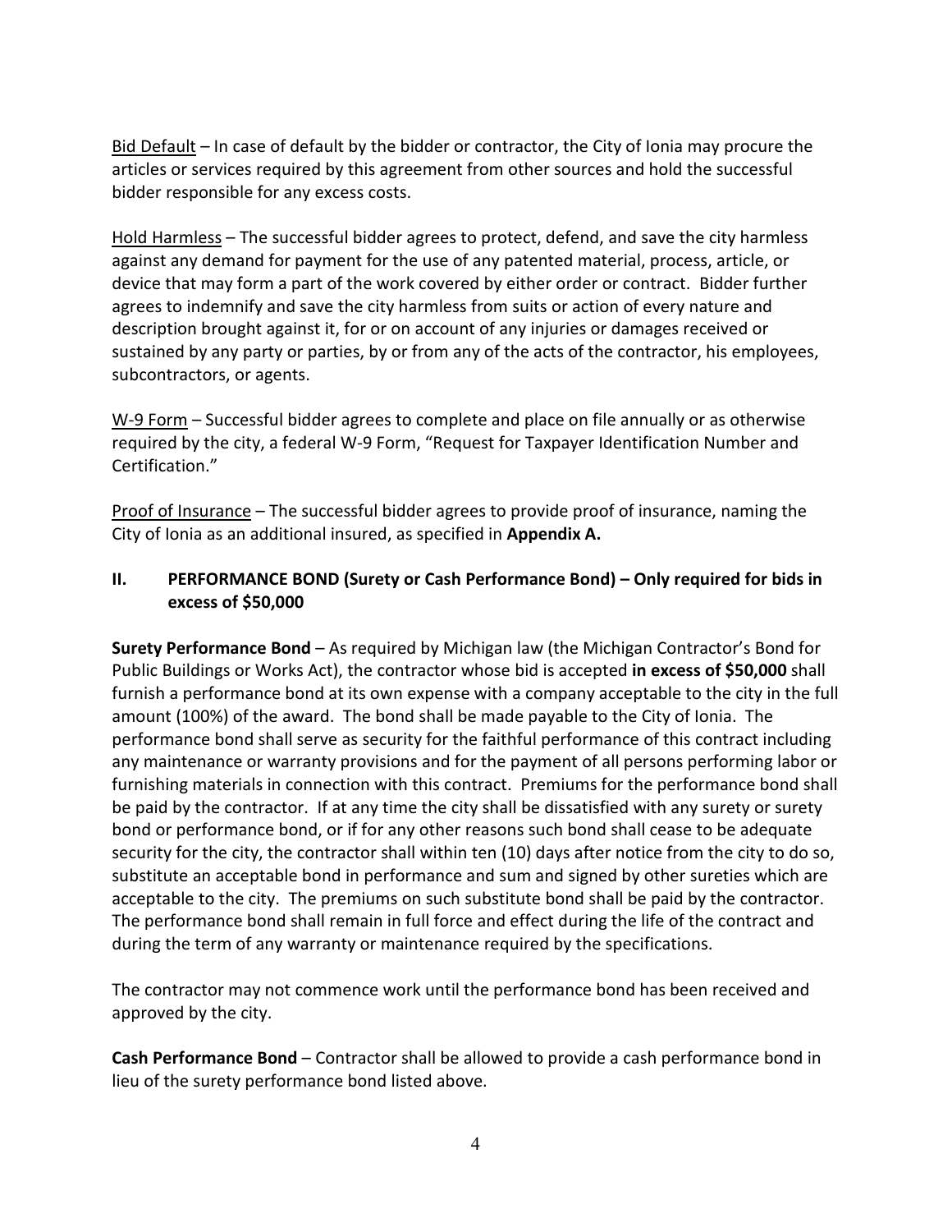Bid Default – In case of default by the bidder or contractor, the City of Ionia may procure the articles or services required by this agreement from other sources and hold the successful bidder responsible for any excess costs.

Hold Harmless – The successful bidder agrees to protect, defend, and save the city harmless against any demand for payment for the use of any patented material, process, article, or device that may form a part of the work covered by either order or contract. Bidder further agrees to indemnify and save the city harmless from suits or action of every nature and description brought against it, for or on account of any injuries or damages received or sustained by any party or parties, by or from any of the acts of the contractor, his employees, subcontractors, or agents.

W-9 Form – Successful bidder agrees to complete and place on file annually or as otherwise required by the city, a federal W-9 Form, "Request for Taxpayer Identification Number and Certification."

Proof of Insurance – The successful bidder agrees to provide proof of insurance, naming the City of Ionia as an additional insured, as specified in **Appendix A.**

## II. PERFORMANCE BOND (Surety or Cash Performance Bond) – Only required for bids in excess of $50,000

**Surety Performance Bond** – As required by Michigan law (the Michigan Contractor's Bond for Public Buildings or Works Act), the contractor whose bid is accepted **in excess of $50,000** shall furnish a performance bond at its own expense with a company acceptable to the city in the full amount (100%) of the award. The bond shall be made payable to the City of Ionia. The performance bond shall serve as security for the faithful performance of this contract including any maintenance or warranty provisions and for the payment of all persons performing labor or furnishing materials in connection with this contract. Premiums for the performance bond shall be paid by the contractor. If at any time the city shall be dissatisfied with any surety or surety bond or performance bond, or if for any other reasons such bond shall cease to be adequate security for the city, the contractor shall within ten (10) days after notice from the city to do so, substitute an acceptable bond in performance and sum and signed by other sureties which are acceptable to the city. The premiums on such substitute bond shall be paid by the contractor. The performance bond shall remain in full force and effect during the life of the contract and during the term of any warranty or maintenance required by the specifications.

The contractor may not commence work until the performance bond has been received and approved by the city.

**Cash Performance Bond** – Contractor shall be allowed to provide a cash performance bond in lieu of the surety performance bond listed above.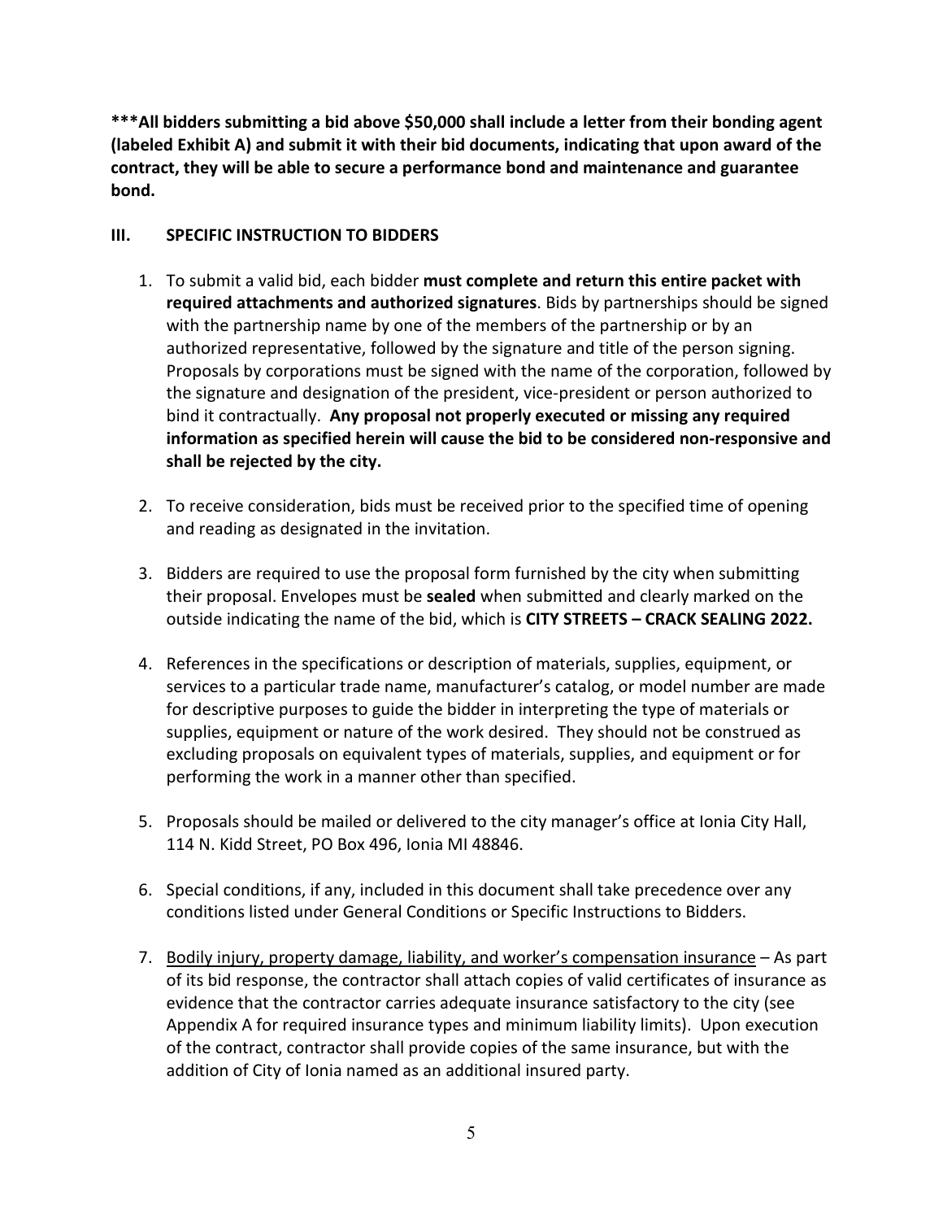*****All bidders submitting a bid above $50,000 shall include a letter from their bonding agent (labeled Exhibit A) and submit it with their bid documents, indicating that upon award of the contract, they will be able to secure a performance bond and maintenance and guarantee bond.**

## III. SPECIFIC INSTRUCTION TO BIDDERS

1. To submit a valid bid, each bidder **must complete and return this entire packet with required attachments and authorized signatures**. Bids by partnerships should be signed with the partnership name by one of the members of the partnership or by an authorized representative, followed by the signature and title of the person signing. Proposals by corporations must be signed with the name of the corporation, followed by the signature and designation of the president, vice-president or person authorized to bind it contractually. **Any proposal not properly executed or missing any required information as specified herein will cause the bid to be considered non-responsive and shall be rejected by the city.**

2. To receive consideration, bids must be received prior to the specified time of opening and reading as designated in the invitation.

3. Bidders are required to use the proposal form furnished by the city when submitting their proposal. Envelopes must be **sealed** when submitted and clearly marked on the outside indicating the name of the bid, which is **CITY STREETS – CRACK SEALING 2022.**

4. References in the specifications or description of materials, supplies, equipment, or services to a particular trade name, manufacturer's catalog, or model number are made for descriptive purposes to guide the bidder in interpreting the type of materials or supplies, equipment or nature of the work desired. They should not be construed as excluding proposals on equivalent types of materials, supplies, and equipment or for performing the work in a manner other than specified.

5. Proposals should be mailed or delivered to the city manager's office at Ionia City Hall, 114 N. Kidd Street, PO Box 496, Ionia MI 48846.

6. Special conditions, if any, included in this document shall take precedence over any conditions listed under General Conditions or Specific Instructions to Bidders.

7. Bodily injury, property damage, liability, and worker's compensation insurance – As part of its bid response, the contractor shall attach copies of valid certificates of insurance as evidence that the contractor carries adequate insurance satisfactory to the city (see Appendix A for required insurance types and minimum liability limits). Upon execution of the contract, contractor shall provide copies of the same insurance, but with the addition of City of Ionia named as an additional insured party.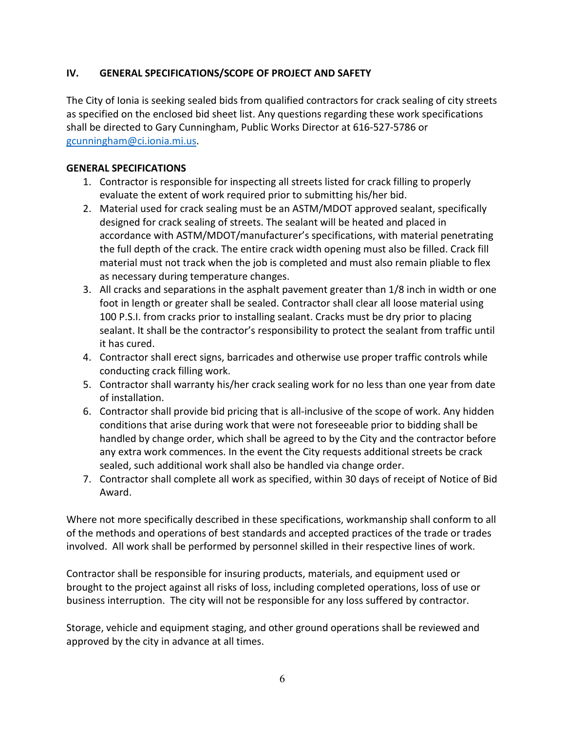## IV. GENERAL SPECIFICATIONS/SCOPE OF PROJECT AND SAFETY

The City of Ionia is seeking sealed bids from qualified contractors for crack sealing of city streets as specified on the enclosed bid sheet list. Any questions regarding these work specifications shall be directed to Gary Cunningham, Public Works Director at 616-527-5786 or gcunningham@ci.ionia.mi.us.

### GENERAL SPECIFICATIONS

1. Contractor is responsible for inspecting all streets listed for crack filling to properly evaluate the extent of work required prior to submitting his/her bid.
2. Material used for crack sealing must be an ASTM/MDOT approved sealant, specifically designed for crack sealing of streets. The sealant will be heated and placed in accordance with ASTM/MDOT/manufacturer's specifications, with material penetrating the full depth of the crack. The entire crack width opening must also be filled. Crack fill material must not track when the job is completed and must also remain pliable to flex as necessary during temperature changes.
3. All cracks and separations in the asphalt pavement greater than 1/8 inch in width or one foot in length or greater shall be sealed. Contractor shall clear all loose material using 100 P.S.I. from cracks prior to installing sealant. Cracks must be dry prior to placing sealant. It shall be the contractor's responsibility to protect the sealant from traffic until it has cured.
4. Contractor shall erect signs, barricades and otherwise use proper traffic controls while conducting crack filling work.
5. Contractor shall warranty his/her crack sealing work for no less than one year from date of installation.
6. Contractor shall provide bid pricing that is all-inclusive of the scope of work. Any hidden conditions that arise during work that were not foreseeable prior to bidding shall be handled by change order, which shall be agreed to by the City and the contractor before any extra work commences. In the event the City requests additional streets be crack sealed, such additional work shall also be handled via change order.
7. Contractor shall complete all work as specified, within 30 days of receipt of Notice of Bid Award.

Where not more specifically described in these specifications, workmanship shall conform to all of the methods and operations of best standards and accepted practices of the trade or trades involved. All work shall be performed by personnel skilled in their respective lines of work.

Contractor shall be responsible for insuring products, materials, and equipment used or brought to the project against all risks of loss, including completed operations, loss of use or business interruption. The city will not be responsible for any loss suffered by contractor.

Storage, vehicle and equipment staging, and other ground operations shall be reviewed and approved by the city in advance at all times.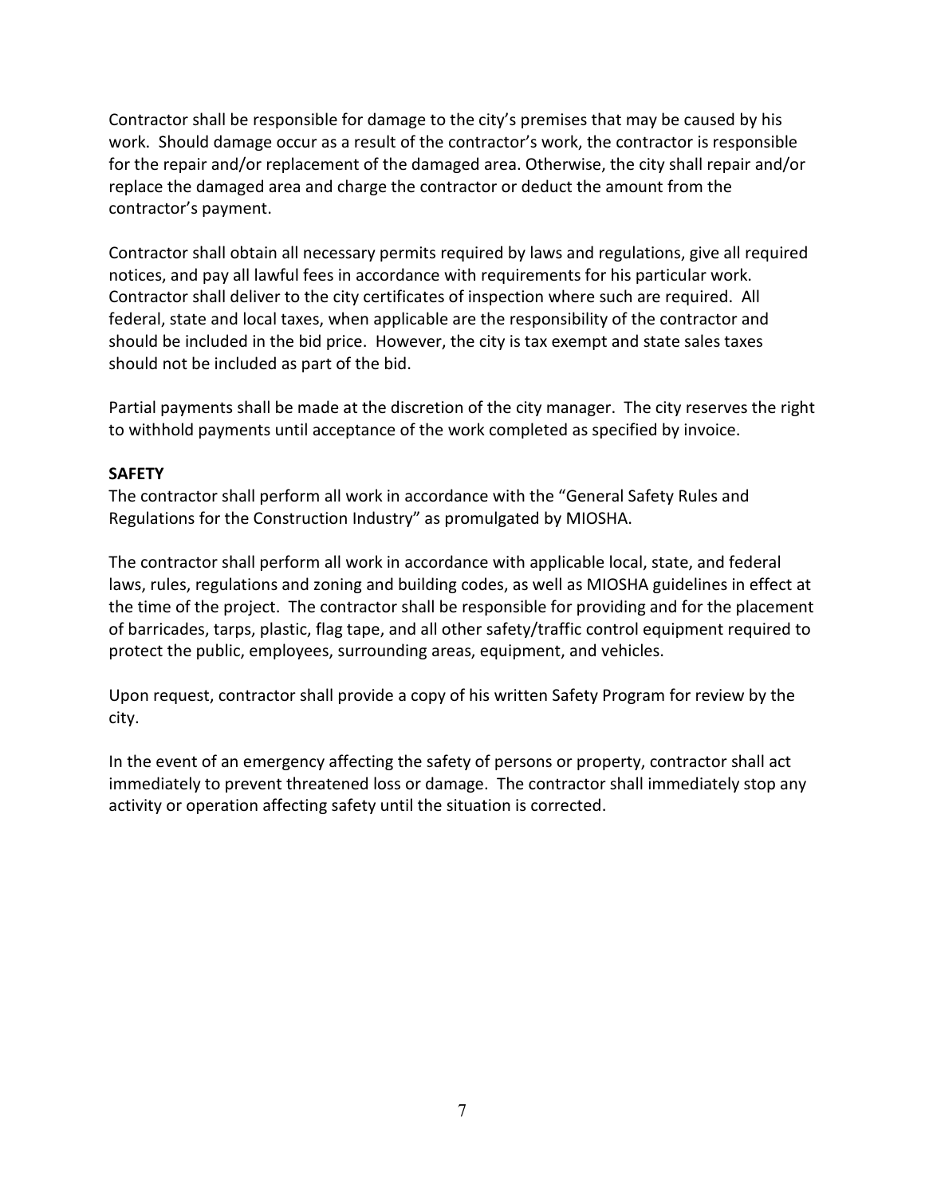Contractor shall be responsible for damage to the city's premises that may be caused by his work. Should damage occur as a result of the contractor's work, the contractor is responsible for the repair and/or replacement of the damaged area. Otherwise, the city shall repair and/or replace the damaged area and charge the contractor or deduct the amount from the contractor's payment.

Contractor shall obtain all necessary permits required by laws and regulations, give all required notices, and pay all lawful fees in accordance with requirements for his particular work. Contractor shall deliver to the city certificates of inspection where such are required. All federal, state and local taxes, when applicable are the responsibility of the contractor and should be included in the bid price. However, the city is tax exempt and state sales taxes should not be included as part of the bid.

Partial payments shall be made at the discretion of the city manager. The city reserves the right to withhold payments until acceptance of the work completed as specified by invoice.

**SAFETY**

The contractor shall perform all work in accordance with the "General Safety Rules and Regulations for the Construction Industry" as promulgated by MIOSHA.

The contractor shall perform all work in accordance with applicable local, state, and federal laws, rules, regulations and zoning and building codes, as well as MIOSHA guidelines in effect at the time of the project. The contractor shall be responsible for providing and for the placement of barricades, tarps, plastic, flag tape, and all other safety/traffic control equipment required to protect the public, employees, surrounding areas, equipment, and vehicles.

Upon request, contractor shall provide a copy of his written Safety Program for review by the city.

In the event of an emergency affecting the safety of persons or property, contractor shall act immediately to prevent threatened loss or damage. The contractor shall immediately stop any activity or operation affecting safety until the situation is corrected.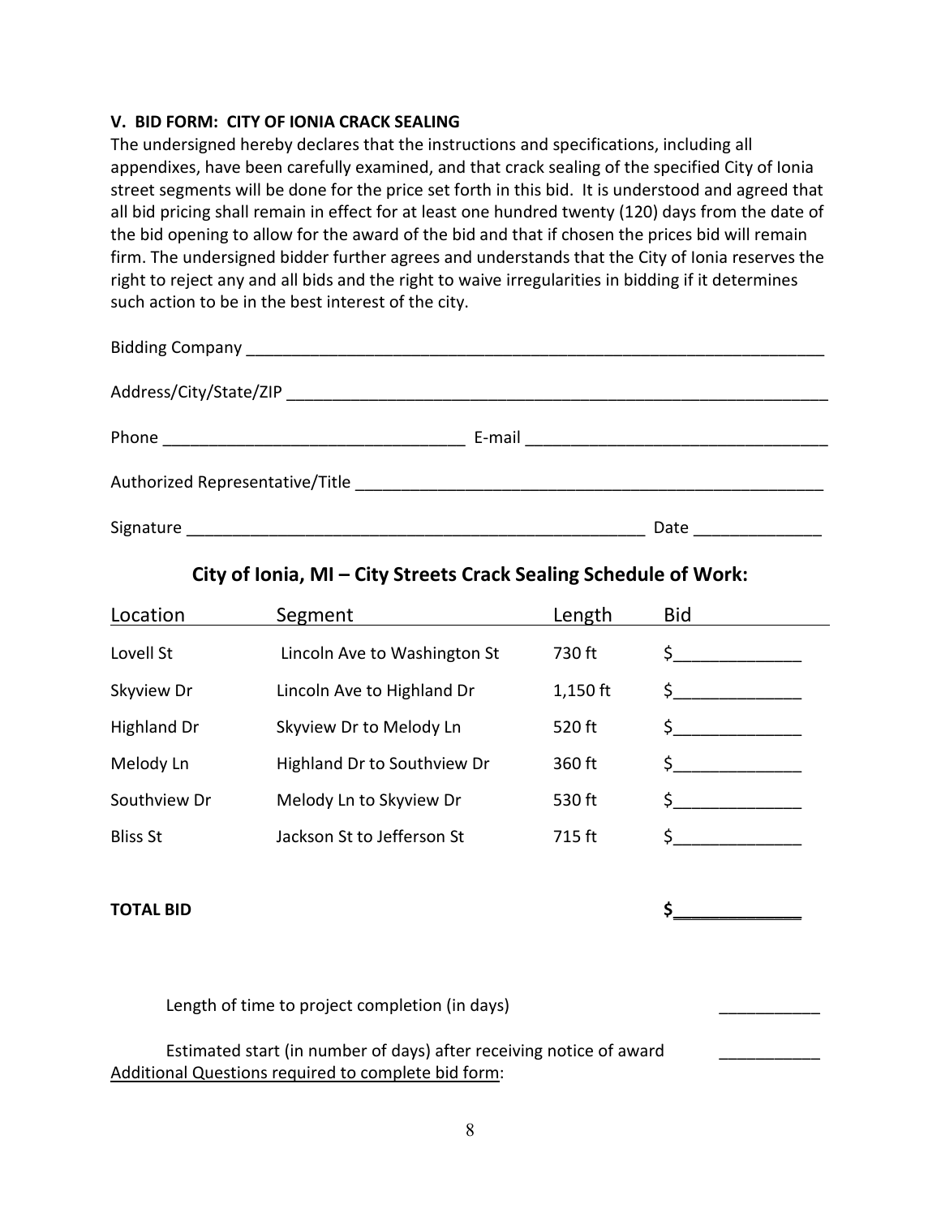**V. BID FORM: CITY OF IONIA CRACK SEALING**

The undersigned hereby declares that the instructions and specifications, including all appendixes, have been carefully examined, and that crack sealing of the specified City of Ionia street segments will be done for the price set forth in this bid. It is understood and agreed that all bid pricing shall remain in effect for at least one hundred twenty (120) days from the date of the bid opening to allow for the award of the bid and that if chosen the prices bid will remain firm. The undersigned bidder further agrees and understands that the City of Ionia reserves the right to reject any and all bids and the right to waive irregularities in bidding if it determines such action to be in the best interest of the city.

Bidding Company ___________________________________________________________________

Address/City/State/ZIP ______________________________________________________________

Phone ________________________________ E-mail ________________________________

Authorized Representative/Title ____________________________________________________

Signature ___________________________________________________ Date _____________

## City of Ionia, MI – City Streets Crack Sealing Schedule of Work:

| Location | Segment | Length | Bid |
|---|---|---|---|
| Lovell St | Lincoln Ave to Washington St | 730 ft | $_____________ |
| Skyview Dr | Lincoln Ave to Highland Dr | 1,150 ft | $_____________ |
| Highland Dr | Skyview Dr to Melody Ln | 520 ft | $_____________ |
| Melody Ln | Highland Dr to Southview Dr | 360 ft | $_____________ |
| Southview Dr | Melody Ln to Skyview Dr | 530 ft | $_____________ |
| Bliss St | Jackson St to Jefferson St | 715 ft | $_____________ |

**TOTAL BID** **$_____________**

Length of time to project completion (in days) ___________

Estimated start (in number of days) after receiving notice of award ___________

Additional Questions required to complete bid form: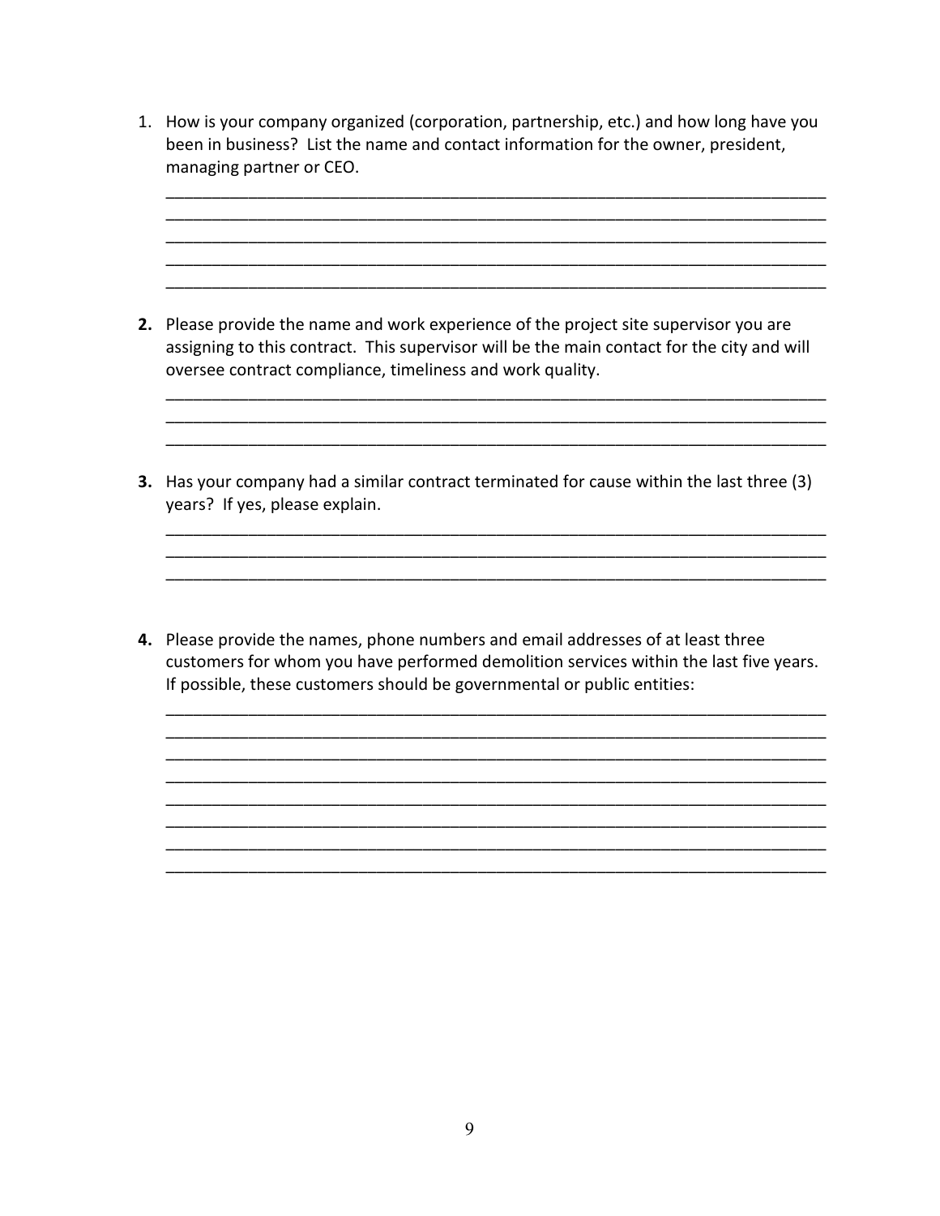1. How is your company organized (corporation, partnership, etc.) and how long have you been in business? List the name and contact information for the owner, president, managing partner or CEO.

___________________________________________________________________________
___________________________________________________________________________
___________________________________________________________________________
___________________________________________________________________________
___________________________________________________________________________

2. Please provide the name and work experience of the project site supervisor you are assigning to this contract. This supervisor will be the main contact for the city and will oversee contract compliance, timeliness and work quality.

___________________________________________________________________________
___________________________________________________________________________
___________________________________________________________________________

3. Has your company had a similar contract terminated for cause within the last three (3) years? If yes, please explain.

___________________________________________________________________________
___________________________________________________________________________
___________________________________________________________________________

4. Please provide the names, phone numbers and email addresses of at least three customers for whom you have performed demolition services within the last five years. If possible, these customers should be governmental or public entities:

___________________________________________________________________________
___________________________________________________________________________
___________________________________________________________________________
___________________________________________________________________________
___________________________________________________________________________
___________________________________________________________________________
___________________________________________________________________________
___________________________________________________________________________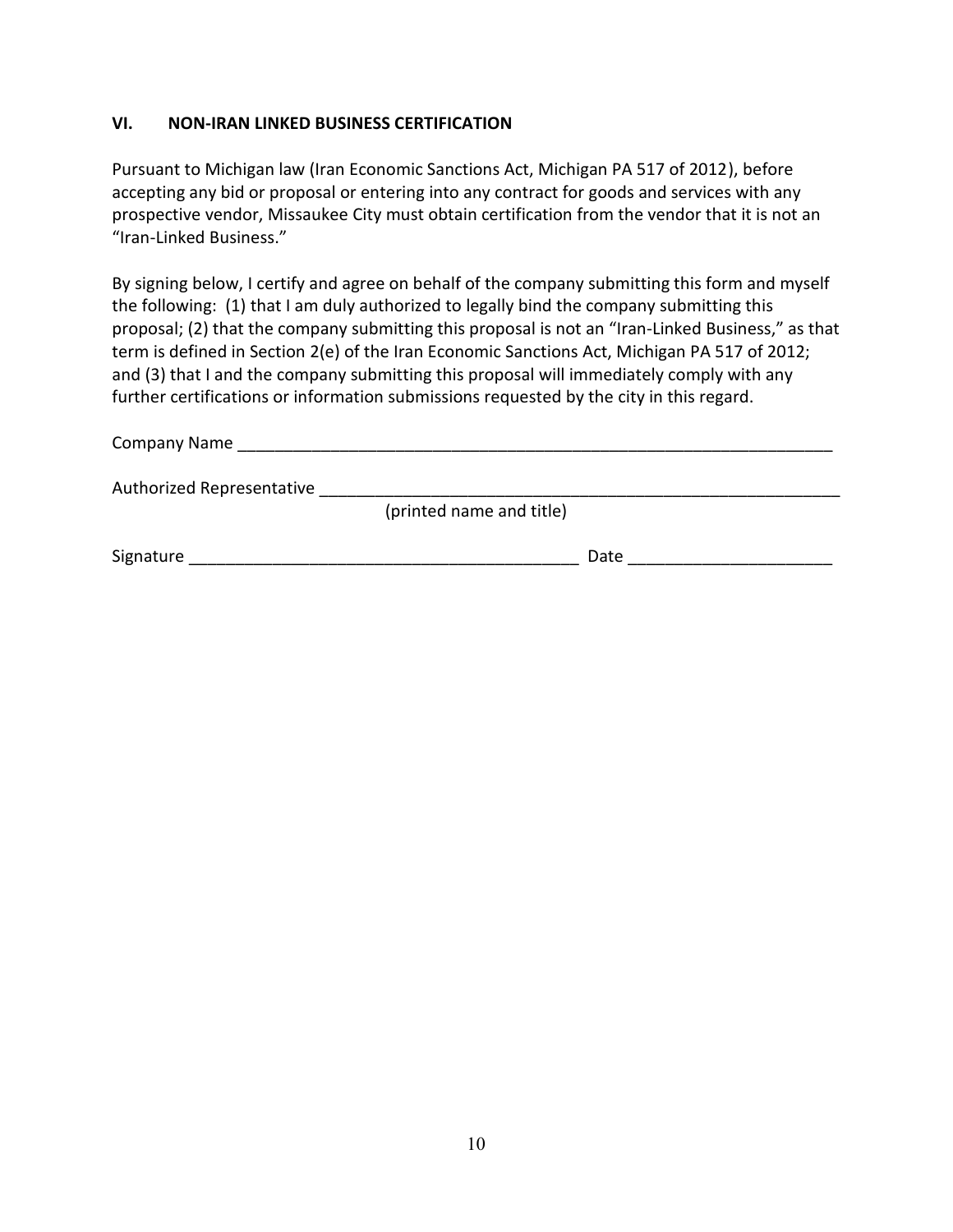## VI. NON-IRAN LINKED BUSINESS CERTIFICATION

Pursuant to Michigan law (Iran Economic Sanctions Act, Michigan PA 517 of 2012), before accepting any bid or proposal or entering into any contract for goods and services with any prospective vendor, Missaukee City must obtain certification from the vendor that it is not an "Iran-Linked Business."

By signing below, I certify and agree on behalf of the company submitting this form and myself the following: (1) that I am duly authorized to legally bind the company submitting this proposal; (2) that the company submitting this proposal is not an "Iran-Linked Business," as that term is defined in Section 2(e) of the Iran Economic Sanctions Act, Michigan PA 517 of 2012; and (3) that I and the company submitting this proposal will immediately comply with any further certifications or information submissions requested by the city in this regard.

Company Name ____________________________________________________________________

Authorized Representative ___________________________________________________________
(printed name and title)

Signature __________________________________________ Date _____________________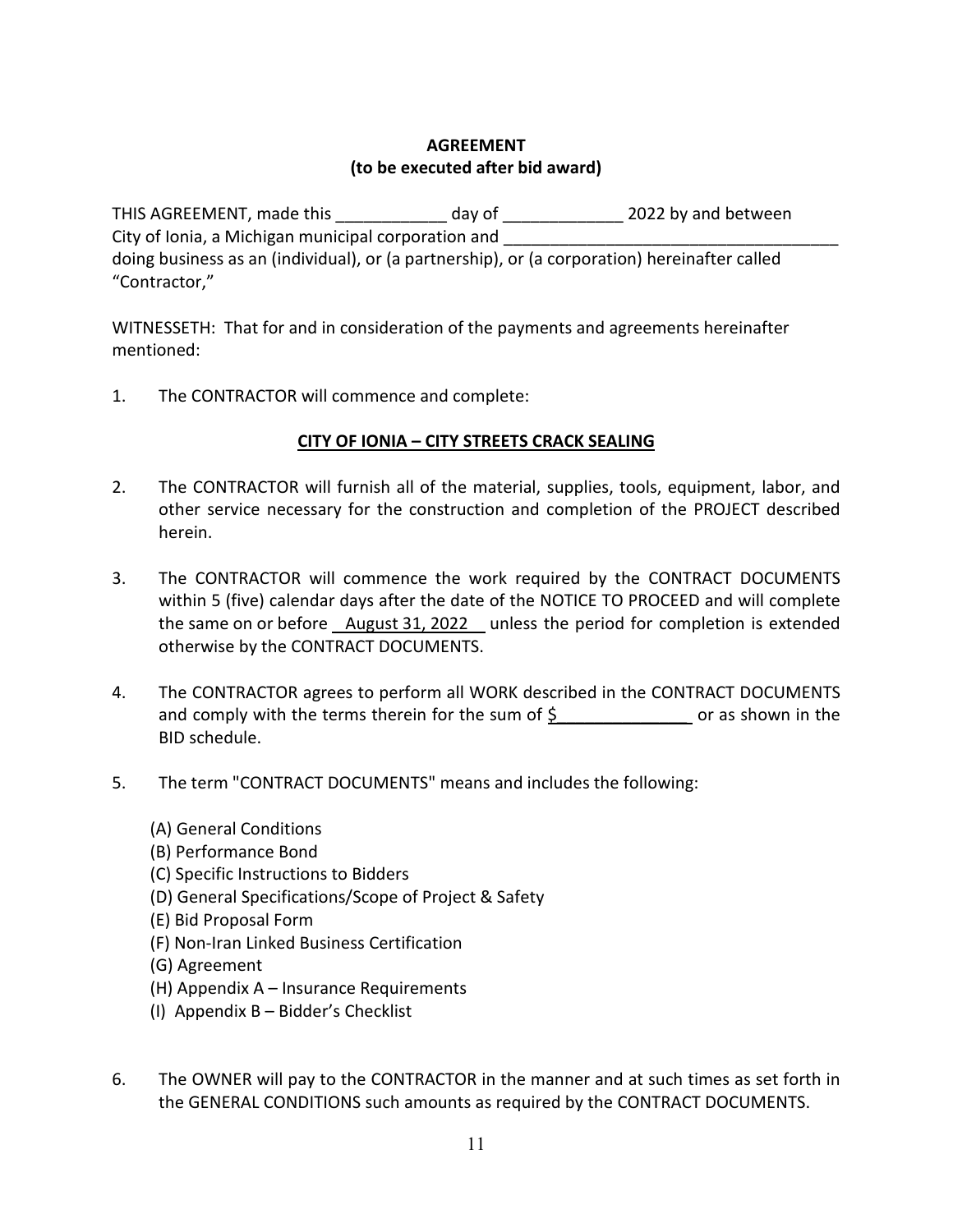**AGREEMENT**
**(to be executed after bid award)**

THIS AGREEMENT, made this ____________ day of _____________ 2022 by and between City of Ionia, a Michigan municipal corporation and _____________________________________ doing business as an (individual), or (a partnership), or (a corporation) hereinafter called "Contractor,"

WITNESSETH: That for and in consideration of the payments and agreements hereinafter mentioned:

1. The CONTRACTOR will commence and complete:

**CITY OF IONIA – CITY STREETS CRACK SEALING**

2. The CONTRACTOR will furnish all of the material, supplies, tools, equipment, labor, and other service necessary for the construction and completion of the PROJECT described herein.

3. The CONTRACTOR will commence the work required by the CONTRACT DOCUMENTS within 5 (five) calendar days after the date of the NOTICE TO PROCEED and will complete the same on or before August 31, 2022 unless the period for completion is extended otherwise by the CONTRACT DOCUMENTS.

4. The CONTRACTOR agrees to perform all WORK described in the CONTRACT DOCUMENTS and comply with the terms therein for the sum of $______________ or as shown in the BID schedule.

5. The term "CONTRACT DOCUMENTS" means and includes the following:

   (A) General Conditions
   (B) Performance Bond
   (C) Specific Instructions to Bidders
   (D) General Specifications/Scope of Project & Safety
   (E) Bid Proposal Form
   (F) Non-Iran Linked Business Certification
   (G) Agreement
   (H) Appendix A – Insurance Requirements
   (I) Appendix B – Bidder's Checklist

6. The OWNER will pay to the CONTRACTOR in the manner and at such times as set forth in the GENERAL CONDITIONS such amounts as required by the CONTRACT DOCUMENTS.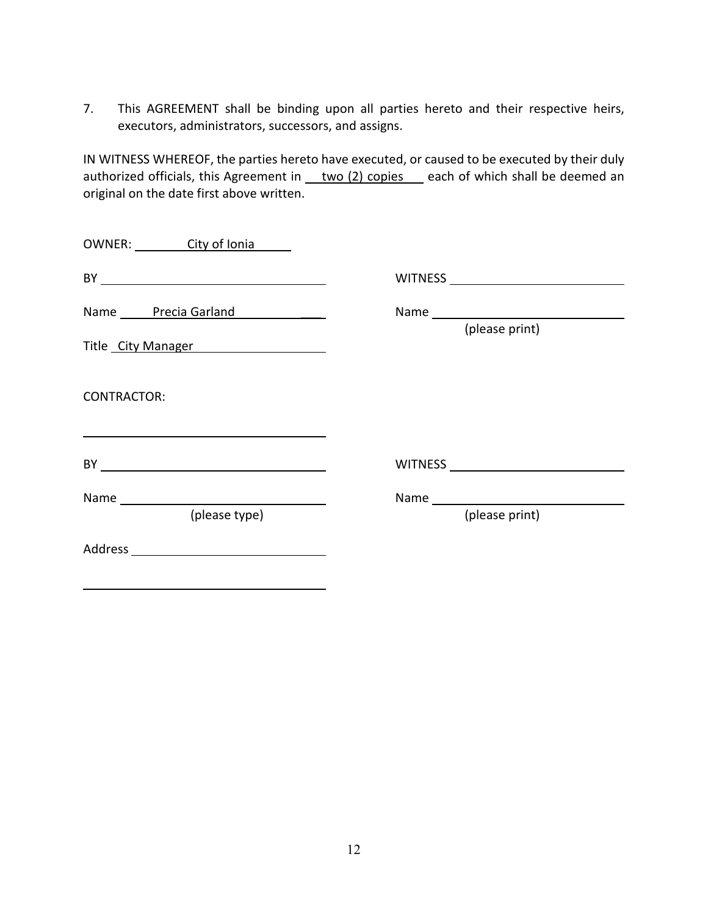7. This AGREEMENT shall be binding upon all parties hereto and their respective heirs, executors, administrators, successors, and assigns.

IN WITNESS WHEREOF, the parties hereto have executed, or caused to be executed by their duly authorized officials, this Agreement in two (2) copies each of which shall be deemed an original on the date first above written.

OWNER: City of Ionia

BY \_\_\_\_\_\_\_\_\_\_\_\_\_\_\_\_\_\_\_\_\_\_\_\_\_\_\_\_ WITNESS \_\_\_\_\_\_\_\_\_\_\_\_\_\_\_\_\_\_\_\_\_\_\_\_\_\_\_\_

Name Precia Garland Name \_\_\_\_\_\_\_\_\_\_\_\_\_\_\_\_\_\_\_\_\_\_\_\_\_\_\_\_
(please print)

Title City Manager

CONTRACTOR:

\_\_\_\_\_\_\_\_\_\_\_\_\_\_\_\_\_\_\_\_\_\_\_\_\_\_\_\_

BY \_\_\_\_\_\_\_\_\_\_\_\_\_\_\_\_\_\_\_\_\_\_\_\_\_\_\_\_ WITNESS \_\_\_\_\_\_\_\_\_\_\_\_\_\_\_\_\_\_\_\_\_\_\_\_\_\_\_\_

Name \_\_\_\_\_\_\_\_\_\_\_\_\_\_\_\_\_\_\_\_\_\_\_\_\_\_\_\_ Name \_\_\_\_\_\_\_\_\_\_\_\_\_\_\_\_\_\_\_\_\_\_\_\_\_\_\_\_
(please type) (please print)

Address \_\_\_\_\_\_\_\_\_\_\_\_\_\_\_\_\_\_\_\_\_\_\_\_\_\_\_\_

\_\_\_\_\_\_\_\_\_\_\_\_\_\_\_\_\_\_\_\_\_\_\_\_\_\_\_\_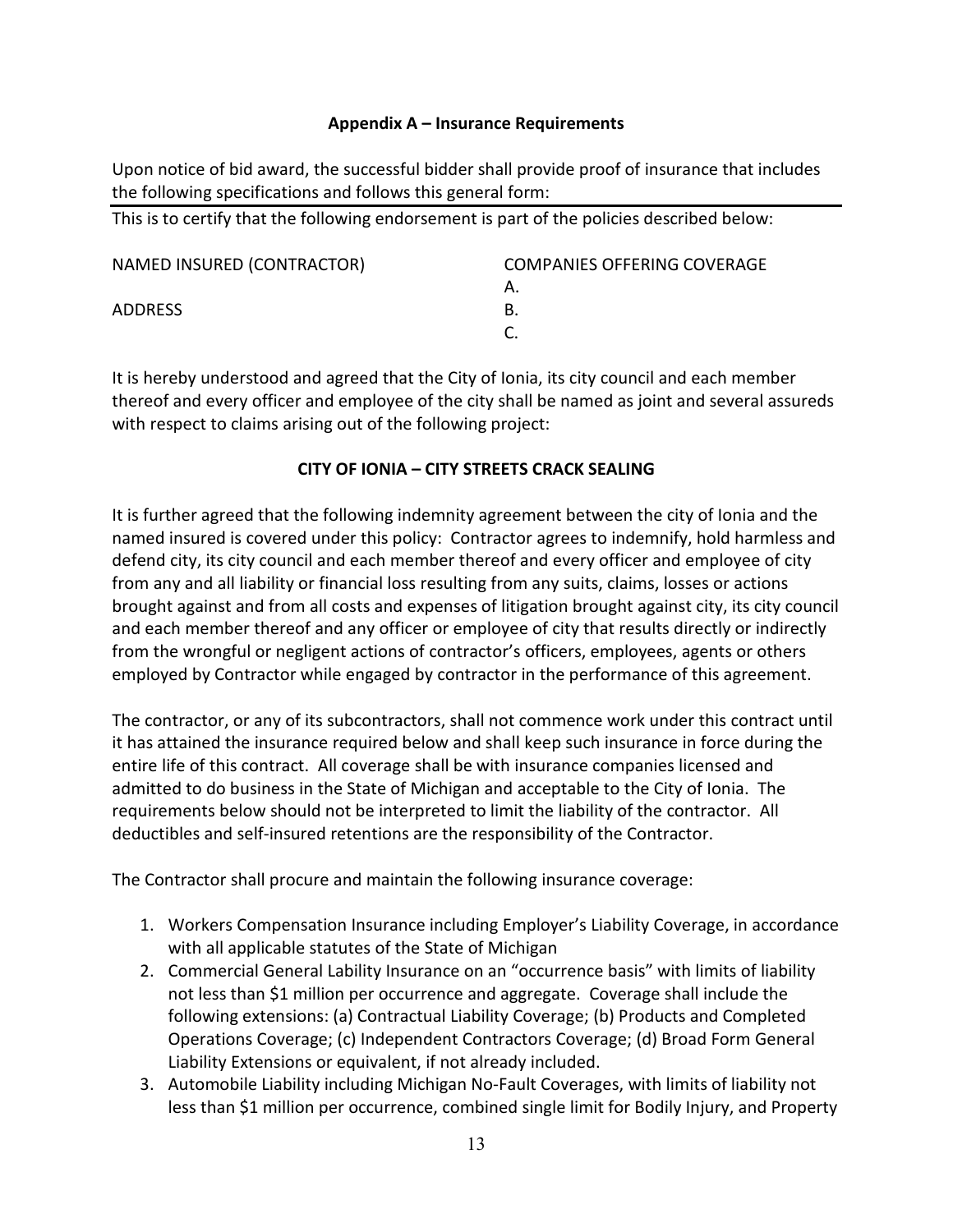**Appendix A – Insurance Requirements**

Upon notice of bid award, the successful bidder shall provide proof of insurance that includes the following specifications and follows this general form:

---

This is to certify that the following endorsement is part of the policies described below:

| | |
|---|---|
| NAMED INSURED (CONTRACTOR) | COMPANIES OFFERING COVERAGE |
| | A. |
| ADDRESS | B. |
| | C. |

It is hereby understood and agreed that the City of Ionia, its city council and each member thereof and every officer and employee of the city shall be named as joint and several assureds with respect to claims arising out of the following project:

**CITY OF IONIA – CITY STREETS CRACK SEALING**

It is further agreed that the following indemnity agreement between the city of Ionia and the named insured is covered under this policy: Contractor agrees to indemnify, hold harmless and defend city, its city council and each member thereof and every officer and employee of city from any and all liability or financial loss resulting from any suits, claims, losses or actions brought against and from all costs and expenses of litigation brought against city, its city council and each member thereof and any officer or employee of city that results directly or indirectly from the wrongful or negligent actions of contractor's officers, employees, agents or others employed by Contractor while engaged by contractor in the performance of this agreement.

The contractor, or any of its subcontractors, shall not commence work under this contract until it has attained the insurance required below and shall keep such insurance in force during the entire life of this contract. All coverage shall be with insurance companies licensed and admitted to do business in the State of Michigan and acceptable to the City of Ionia. The requirements below should not be interpreted to limit the liability of the contractor. All deductibles and self-insured retentions are the responsibility of the Contractor.

The Contractor shall procure and maintain the following insurance coverage:

1. Workers Compensation Insurance including Employer's Liability Coverage, in accordance with all applicable statutes of the State of Michigan
2. Commercial General Lability Insurance on an "occurrence basis" with limits of liability not less than $1 million per occurrence and aggregate. Coverage shall include the following extensions: (a) Contractual Liability Coverage; (b) Products and Completed Operations Coverage; (c) Independent Contractors Coverage; (d) Broad Form General Liability Extensions or equivalent, if not already included.
3. Automobile Liability including Michigan No-Fault Coverages, with limits of liability not less than $1 million per occurrence, combined single limit for Bodily Injury, and Property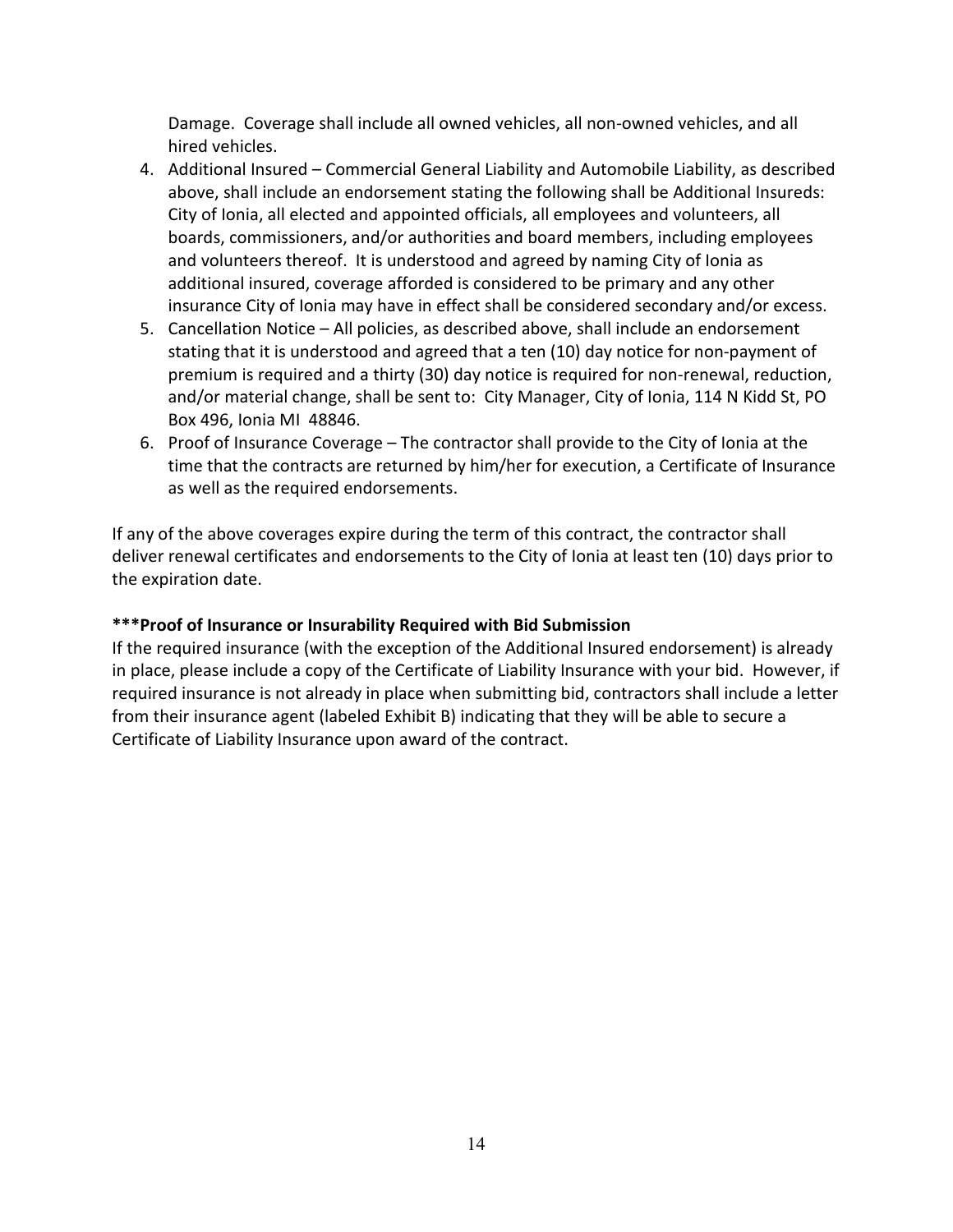Damage. Coverage shall include all owned vehicles, all non-owned vehicles, and all hired vehicles.

4. Additional Insured – Commercial General Liability and Automobile Liability, as described above, shall include an endorsement stating the following shall be Additional Insureds: City of Ionia, all elected and appointed officials, all employees and volunteers, all boards, commissioners, and/or authorities and board members, including employees and volunteers thereof. It is understood and agreed by naming City of Ionia as additional insured, coverage afforded is considered to be primary and any other insurance City of Ionia may have in effect shall be considered secondary and/or excess.
5. Cancellation Notice – All policies, as described above, shall include an endorsement stating that it is understood and agreed that a ten (10) day notice for non-payment of premium is required and a thirty (30) day notice is required for non-renewal, reduction, and/or material change, shall be sent to: City Manager, City of Ionia, 114 N Kidd St, PO Box 496, Ionia MI 48846.
6. Proof of Insurance Coverage – The contractor shall provide to the City of Ionia at the time that the contracts are returned by him/her for execution, a Certificate of Insurance as well as the required endorsements.

If any of the above coverages expire during the term of this contract, the contractor shall deliver renewal certificates and endorsements to the City of Ionia at least ten (10) days prior to the expiration date.

**\*\*\*Proof of Insurance or Insurability Required with Bid Submission**

If the required insurance (with the exception of the Additional Insured endorsement) is already in place, please include a copy of the Certificate of Liability Insurance with your bid. However, if required insurance is not already in place when submitting bid, contractors shall include a letter from their insurance agent (labeled Exhibit B) indicating that they will be able to secure a Certificate of Liability Insurance upon award of the contract.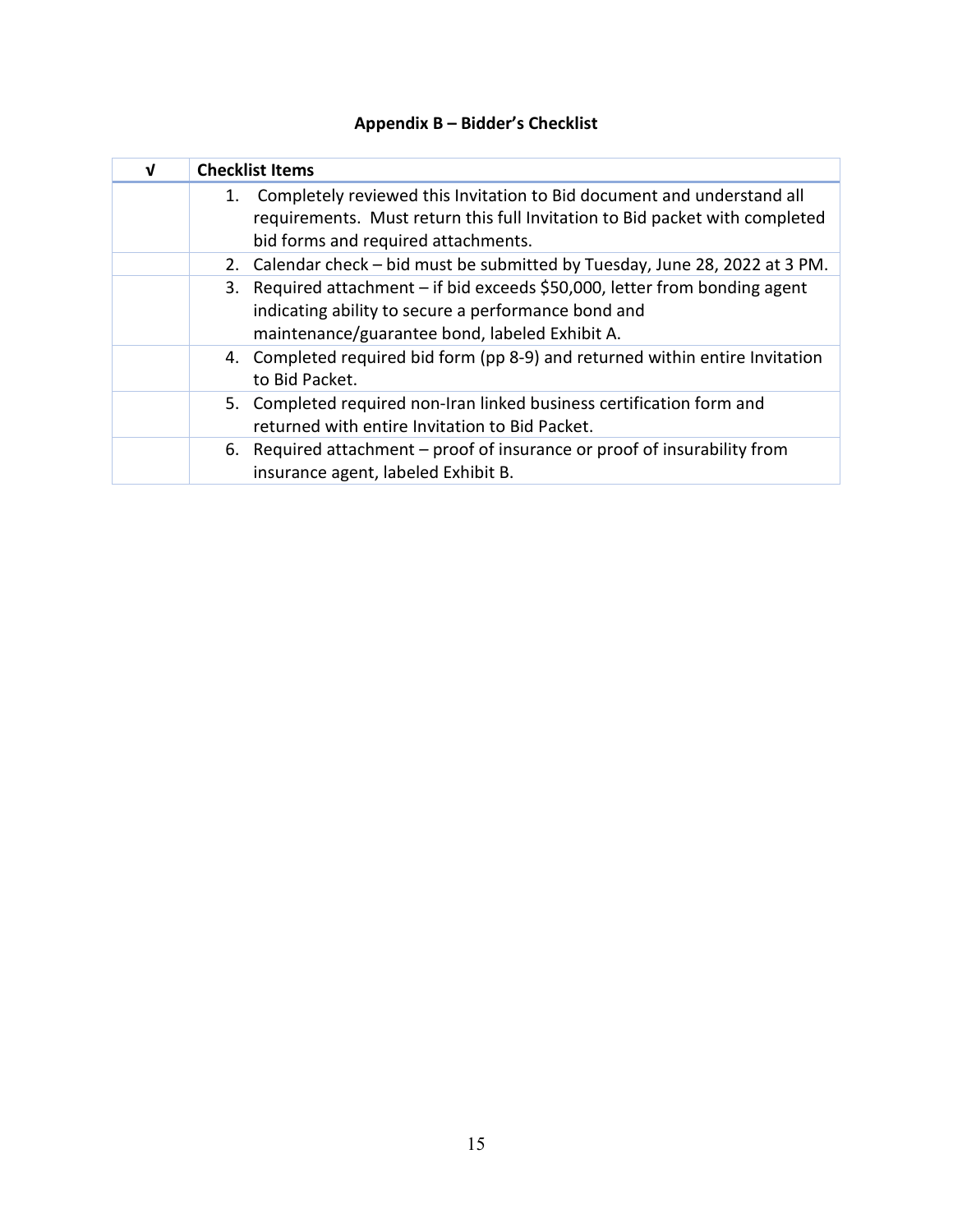## Appendix B – Bidder's Checklist

| √ | Checklist Items |
|---|---|
| | 1. Completely reviewed this Invitation to Bid document and understand all requirements. Must return this full Invitation to Bid packet with completed bid forms and required attachments. |
| | 2. Calendar check – bid must be submitted by Tuesday, June 28, 2022 at 3 PM. |
| | 3. Required attachment – if bid exceeds $50,000, letter from bonding agent indicating ability to secure a performance bond and maintenance/guarantee bond, labeled Exhibit A. |
| | 4. Completed required bid form (pp 8-9) and returned within entire Invitation to Bid Packet. |
| | 5. Completed required non-Iran linked business certification form and returned with entire Invitation to Bid Packet. |
| | 6. Required attachment – proof of insurance or proof of insurability from insurance agent, labeled Exhibit B. |